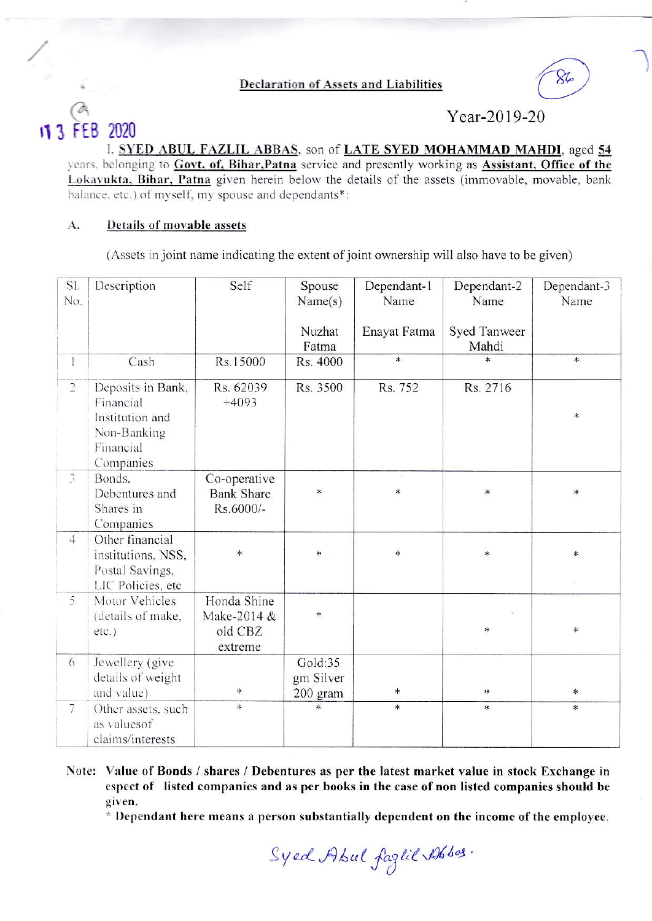## Declaration of Assets and Liabilities

Year-2019-20

13 FEB 2020

I, **SYED ABUL FAZLIL ABBAS**, son of **LATE SYED MOHAMMAD MAHDI**, aged **54** years, belonging to **Govt. of, Bihar,Patna** service and presently working as **Assistant, Office of the Lokayukta, Bihar, Patna** given herein below the details of the assets (immovable, movable, bank balance, etc.) of myself, my spouse and dependants*:

### A. Details of movable assets

(Assets in joint name indicating the extent of joint ownership will also have to be given)

| Sl. No. | Description | Self | Spouse Name(s) Nuzhat Fatma | Dependant-1 Name Enayat Fatma | Dependant-2 Name Syed Tanweer Mahdi | Dependant-3 Name |
|---|---|---|---|---|---|---|
| 1 | Cash | Rs.15000 | Rs. 4000 | * | * | * |
| 2 | Deposits in Bank, Financial Institution and Non-Banking Financial Companies | Rs. 62039 +4093 | Rs. 3500 | Rs. 752 | Rs. 2716 | * |
| 3 | Bonds, Debentures and Shares in Companies | Co-operative Bank Share Rs.6000/- | * | * | * | * |
| 4 | Other financial institutions, NSS, Postal Savings, LIC Policies, etc | * | * | * | * | * |
| 5 | Motor Vehicles (details of make, etc.) | Honda Shine Make-2014 & old CBZ extreme | * | | * | * |
| 6 | Jewellery (give details of weight and value) | * | Gold:35 gm Silver 200 gram | * | * | * |
| 7 | Other assets, such as valuesof claims/interests | * | * | * | * | * |

**Note: Value of Bonds / shares / Debentures as per the latest market value in stock Exchange in espect of listed companies and as per books in the case of non listed companies should be given.**

\* **Dependant here means a person substantially dependent on the income of the employee.**

Syed Abul fazlil Abbas.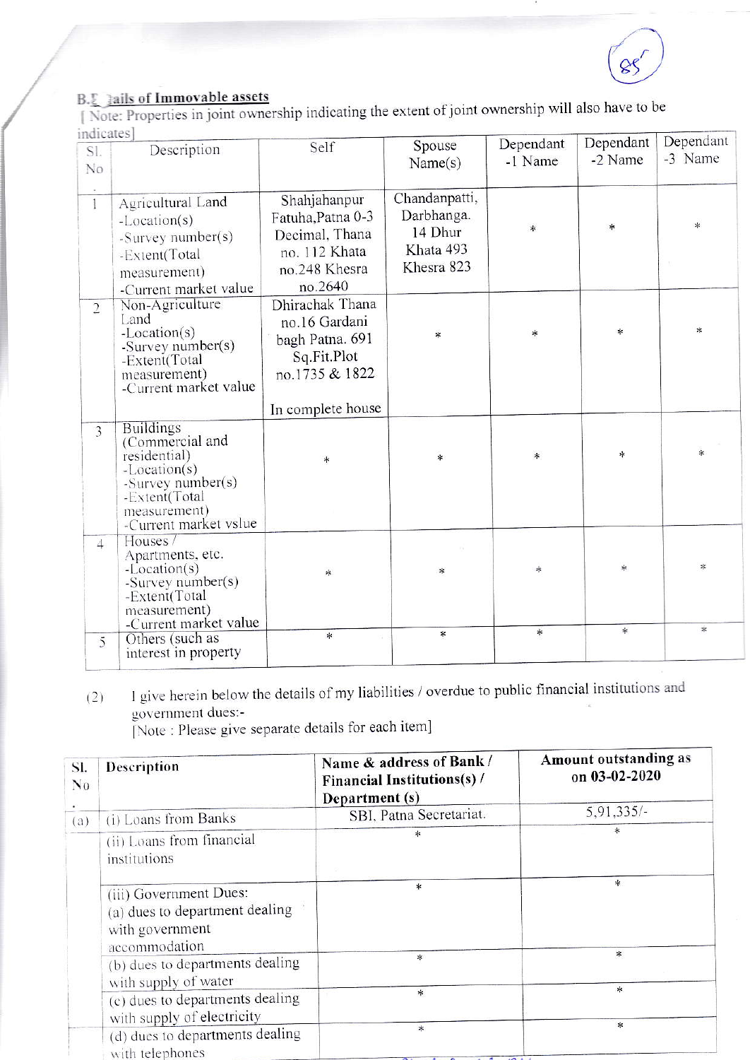**B.Details of Immovable assets**

[ Note: Properties in joint ownership indicating the extent of joint ownership will also have to be indicates]

| Sl. No | Description | Self | Spouse Name(s) | Dependant -1 Name | Dependant -2 Name | Dependant -3 Name |
|---|---|---|---|---|---|---|
| 1 | Agricultural Land -Location(s) -Survey number(s) -Extent(Total measurement) -Current market value | Shahjahanpur Fatuha,Patna 0-3 Decimal, Thana no. 112 Khata no.248 Khesra no.2640 | Chandanpatti, Darbhanga. 14 Dhur Khata 493 Khesra 823 | * | * | * |
| 2 | Non-Agriculture Land -Location(s) -Survey number(s) -Extent(Total measurement) -Current market value | Dhirachak Thana no.16 Gardani bagh Patna. 691 Sq.Fit.Plot no.1735 & 1822 In complete house | * | * | * | * |
| 3 | Buildings (Commercial and residential) -Location(s) -Survey number(s) -Extent(Total measurement) -Current market vslue | * | * | * | * | * |
| 4 | Houses / Apartments, etc. -Location(s) -Survey number(s) -Extent(Total measurement) -Current market value | * | * | * | * | * |
| 5 | Others (such as interest in property | * | * | * | * | * |

(2) I give herein below the details of my liabilities / overdue to public financial institutions and government dues:-

[Note : Please give separate details for each item]

| Sl. No | Description | Name & address of Bank / Financial Institutions(s) / Department (s) | Amount outstanding as on 03-02-2020 |
|---|---|---|---|
| (a) | (i) Loans from Banks | SBI, Patna Secretariat. | 5,91,335/- |
| | (ii) Loans from financial institutions | * | * |
| | (iii) Government Dues: (a) dues to department dealing with government accommodation | * | * |
| | (b) dues to departments dealing with supply of water | * | * |
| | (c) dues to departments dealing with supply of electricity | * | * |
| | (d) dues to departments dealing with telephones | * | * |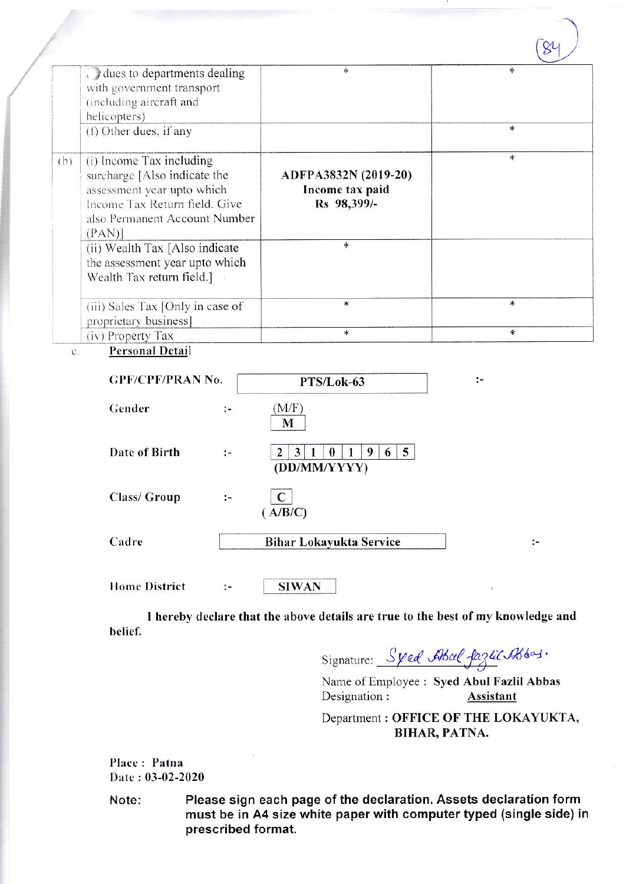| | | | |
|---|---|---|---|
| | dues to departments dealing with government transport (including aircraft and helicopters) | * | * |
| | (f) Other dues, if any | | * |
| (b) | (i) Income Tax including surcharge [Also indicate the assessment year upto which Income Tax Return field. Give also Permanent Account Number (PAN)] | **ADFPA3832N (2019-20) Income tax paid Rs 98,399/-** | * |
| | (ii) Wealth Tax [Also indicate the assessment year upto which Wealth Tax return field.] | * | |
| | (iii) Sales Tax [Only in case of proprietary business] | * | * |
| | (iv) Property Tax | * | * |

c. **Personal Detail**

**GPF/CPF/PRAN No.** :- **PTS/Lok-63**

**Gender** :- (M/F) **M**

**Date of Birth** :- **2 3 1 0 1 9 6 5** **(DD/MM/YYYY)**

**Class/ Group** :- **C** ( **A/B/C**)

**Cadre** :- **Bihar Lokayukta Service**

**Home District** :- **SIWAN**

**I hereby declare that the above details are true to the best of my knowledge and belief.**

Signature: Syed Abul fazlil Abbas.

Name of Employee : **Syed Abul Fazlil Abbas**
Designation : **Assistant**

Department : **OFFICE OF THE LOKAYUKTA, BIHAR, PATNA.**

**Place : Patna**
Date : **03-02-2020**

Note: **Please sign each page of the declaration. Assets declaration form must be in A4 size white paper with computer typed (single side) in prescribed format.**